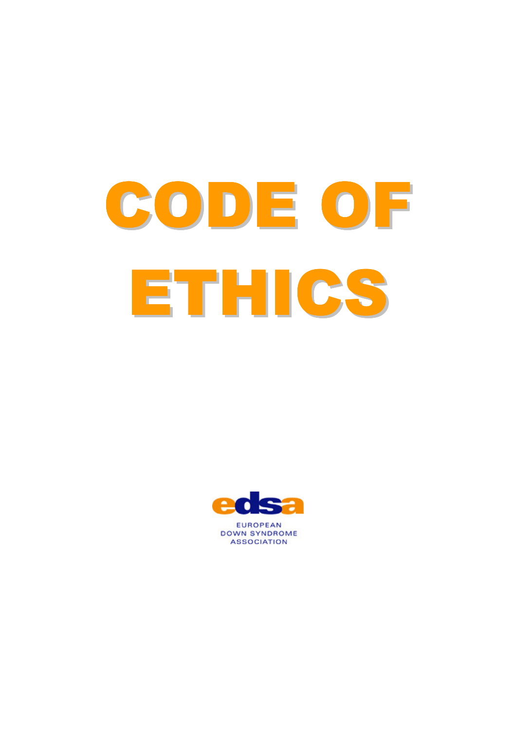# CODE OF ETHICS

edsa

EUROPEAN
DOWN SYNDROME
ASSOCIATION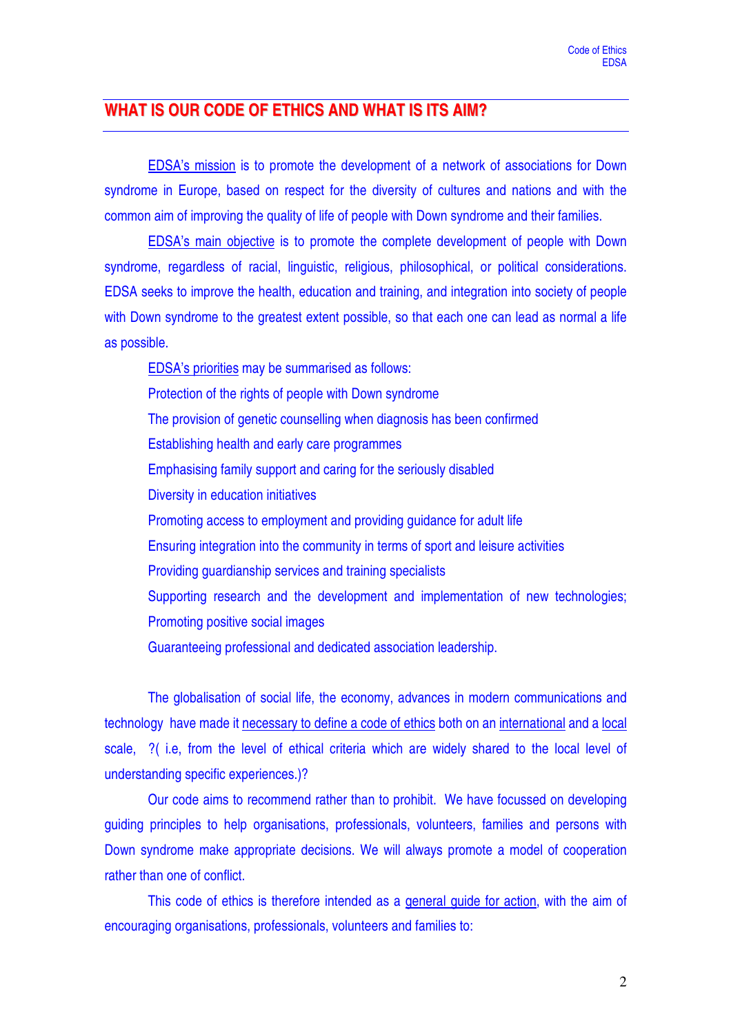## WHAT IS OUR CODE OF ETHICS AND WHAT IS ITS AIM?

EDSA's mission is to promote the development of a network of associations for Down syndrome in Europe, based on respect for the diversity of cultures and nations and with the common aim of improving the quality of life of people with Down syndrome and their families.

EDSA's main objective is to promote the complete development of people with Down syndrome, regardless of racial, linguistic, religious, philosophical, or political considerations. EDSA seeks to improve the health, education and training, and integration into society of people with Down syndrome to the greatest extent possible, so that each one can lead as normal a life as possible.

EDSA's priorities may be summarised as follows:

Protection of the rights of people with Down syndrome

The provision of genetic counselling when diagnosis has been confirmed

Establishing health and early care programmes

Emphasising family support and caring for the seriously disabled

Diversity in education initiatives

Promoting access to employment and providing guidance for adult life

Ensuring integration into the community in terms of sport and leisure activities

Providing guardianship services and training specialists

Supporting research and the development and implementation of new technologies;

Promoting positive social images

Guaranteeing professional and dedicated association leadership.

The globalisation of social life, the economy, advances in modern communications and technology have made it necessary to define a code of ethics both on an international and a local scale, ?( i.e, from the level of ethical criteria which are widely shared to the local level of understanding specific experiences.)?

Our code aims to recommend rather than to prohibit. We have focussed on developing guiding principles to help organisations, professionals, volunteers, families and persons with Down syndrome make appropriate decisions. We will always promote a model of cooperation rather than one of conflict.

This code of ethics is therefore intended as a general guide for action, with the aim of encouraging organisations, professionals, volunteers and families to: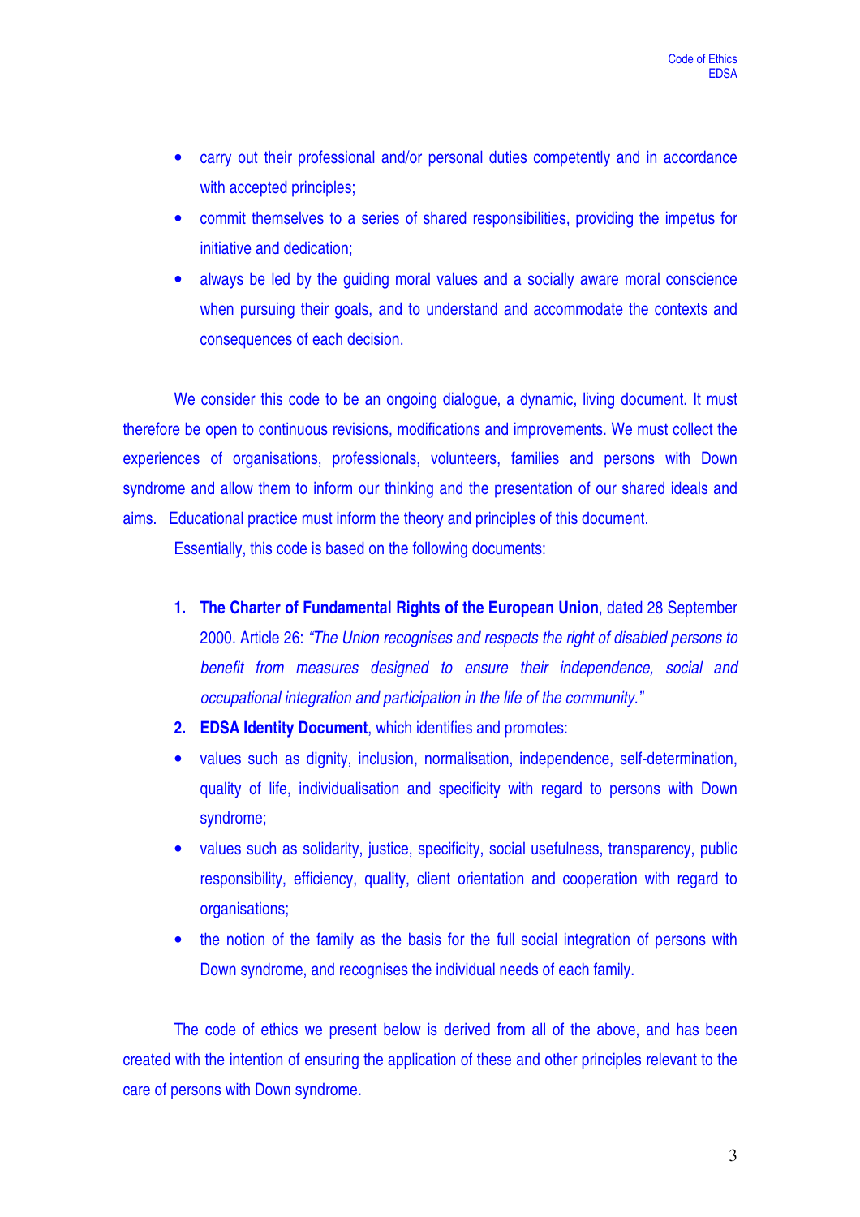- carry out their professional and/or personal duties competently and in accordance with accepted principles;
- commit themselves to a series of shared responsibilities, providing the impetus for initiative and dedication;
- always be led by the guiding moral values and a socially aware moral conscience when pursuing their goals, and to understand and accommodate the contexts and consequences of each decision.

We consider this code to be an ongoing dialogue, a dynamic, living document. It must therefore be open to continuous revisions, modifications and improvements. We must collect the experiences of organisations, professionals, volunteers, families and persons with Down syndrome and allow them to inform our thinking and the presentation of our shared ideals and aims. Educational practice must inform the theory and principles of this document.

Essentially, this code is based on the following documents:

1. **The Charter of Fundamental Rights of the European Union**, dated 28 September 2000. Article 26: *"The Union recognises and respects the right of disabled persons to benefit from measures designed to ensure their independence, social and occupational integration and participation in the life of the community."*
2. **EDSA Identity Document**, which identifies and promotes:

- values such as dignity, inclusion, normalisation, independence, self-determination, quality of life, individualisation and specificity with regard to persons with Down syndrome;
- values such as solidarity, justice, specificity, social usefulness, transparency, public responsibility, efficiency, quality, client orientation and cooperation with regard to organisations;
- the notion of the family as the basis for the full social integration of persons with Down syndrome, and recognises the individual needs of each family.

The code of ethics we present below is derived from all of the above, and has been created with the intention of ensuring the application of these and other principles relevant to the care of persons with Down syndrome.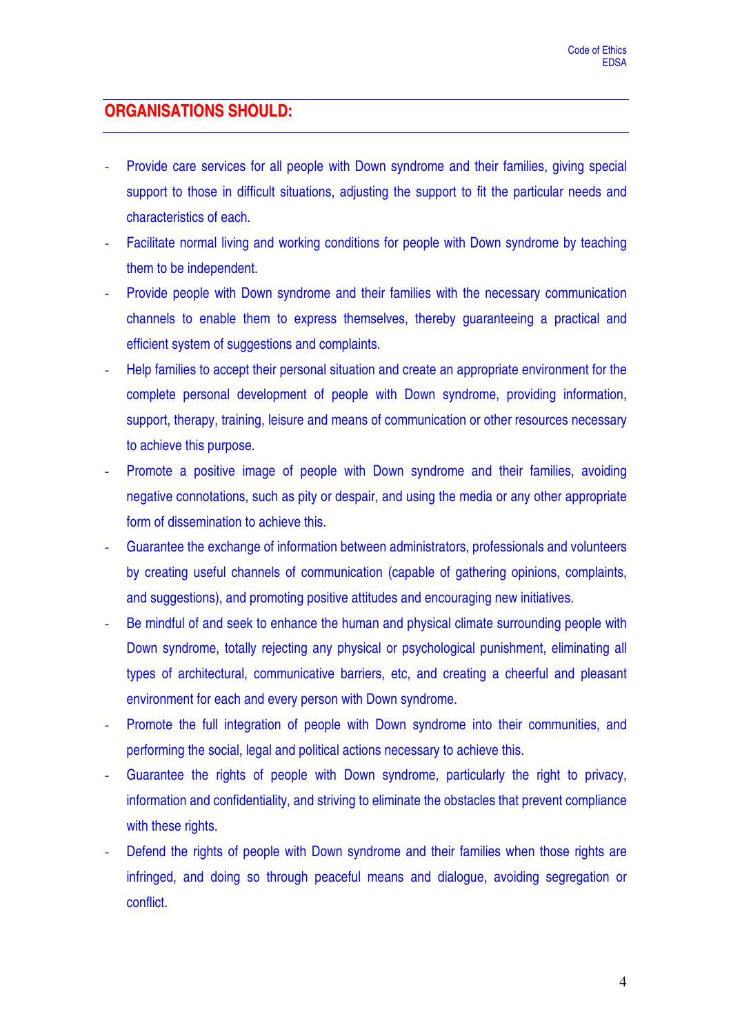## ORGANISATIONS SHOULD:

- Provide care services for all people with Down syndrome and their families, giving special support to those in difficult situations, adjusting the support to fit the particular needs and characteristics of each.
- Facilitate normal living and working conditions for people with Down syndrome by teaching them to be independent.
- Provide people with Down syndrome and their families with the necessary communication channels to enable them to express themselves, thereby guaranteeing a practical and efficient system of suggestions and complaints.
- Help families to accept their personal situation and create an appropriate environment for the complete personal development of people with Down syndrome, providing information, support, therapy, training, leisure and means of communication or other resources necessary to achieve this purpose.
- Promote a positive image of people with Down syndrome and their families, avoiding negative connotations, such as pity or despair, and using the media or any other appropriate form of dissemination to achieve this.
- Guarantee the exchange of information between administrators, professionals and volunteers by creating useful channels of communication (capable of gathering opinions, complaints, and suggestions), and promoting positive attitudes and encouraging new initiatives.
- Be mindful of and seek to enhance the human and physical climate surrounding people with Down syndrome, totally rejecting any physical or psychological punishment, eliminating all types of architectural, communicative barriers, etc, and creating a cheerful and pleasant environment for each and every person with Down syndrome.
- Promote the full integration of people with Down syndrome into their communities, and performing the social, legal and political actions necessary to achieve this.
- Guarantee the rights of people with Down syndrome, particularly the right to privacy, information and confidentiality, and striving to eliminate the obstacles that prevent compliance with these rights.
- Defend the rights of people with Down syndrome and their families when those rights are infringed, and doing so through peaceful means and dialogue, avoiding segregation or conflict.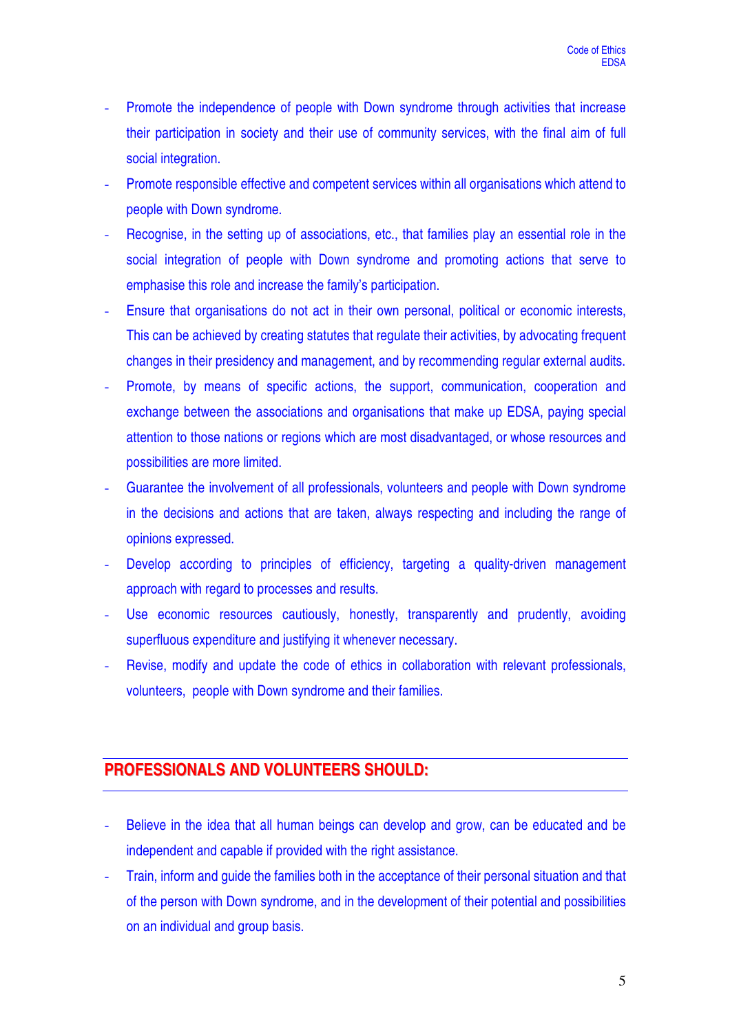- Promote the independence of people with Down syndrome through activities that increase their participation in society and their use of community services, with the final aim of full social integration.
- Promote responsible effective and competent services within all organisations which attend to people with Down syndrome.
- Recognise, in the setting up of associations, etc., that families play an essential role in the social integration of people with Down syndrome and promoting actions that serve to emphasise this role and increase the family's participation.
- Ensure that organisations do not act in their own personal, political or economic interests, This can be achieved by creating statutes that regulate their activities, by advocating frequent changes in their presidency and management, and by recommending regular external audits.
- Promote, by means of specific actions, the support, communication, cooperation and exchange between the associations and organisations that make up EDSA, paying special attention to those nations or regions which are most disadvantaged, or whose resources and possibilities are more limited.
- Guarantee the involvement of all professionals, volunteers and people with Down syndrome in the decisions and actions that are taken, always respecting and including the range of opinions expressed.
- Develop according to principles of efficiency, targeting a quality-driven management approach with regard to processes and results.
- Use economic resources cautiously, honestly, transparently and prudently, avoiding superfluous expenditure and justifying it whenever necessary.
- Revise, modify and update the code of ethics in collaboration with relevant professionals, volunteers, people with Down syndrome and their families.

## PROFESSIONALS AND VOLUNTEERS SHOULD:

- Believe in the idea that all human beings can develop and grow, can be educated and be independent and capable if provided with the right assistance.
- Train, inform and guide the families both in the acceptance of their personal situation and that of the person with Down syndrome, and in the development of their potential and possibilities on an individual and group basis.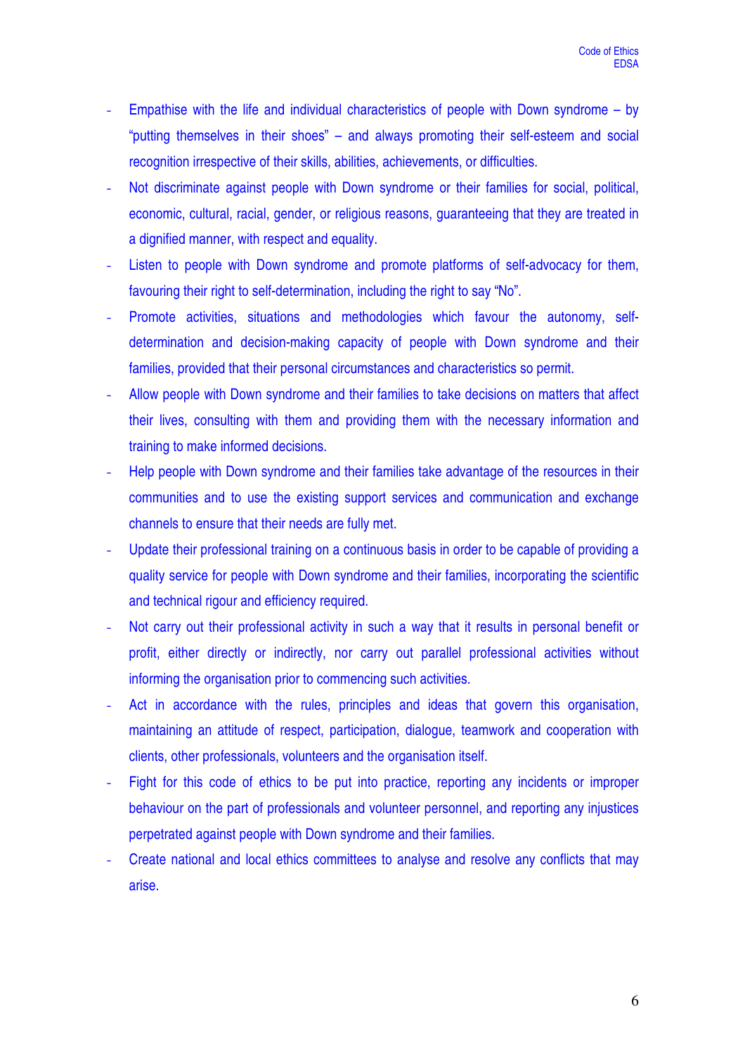- Empathise with the life and individual characteristics of people with Down syndrome – by "putting themselves in their shoes" – and always promoting their self-esteem and social recognition irrespective of their skills, abilities, achievements, or difficulties.
- Not discriminate against people with Down syndrome or their families for social, political, economic, cultural, racial, gender, or religious reasons, guaranteeing that they are treated in a dignified manner, with respect and equality.
- Listen to people with Down syndrome and promote platforms of self-advocacy for them, favouring their right to self-determination, including the right to say "No".
- Promote activities, situations and methodologies which favour the autonomy, self-determination and decision-making capacity of people with Down syndrome and their families, provided that their personal circumstances and characteristics so permit.
- Allow people with Down syndrome and their families to take decisions on matters that affect their lives, consulting with them and providing them with the necessary information and training to make informed decisions.
- Help people with Down syndrome and their families take advantage of the resources in their communities and to use the existing support services and communication and exchange channels to ensure that their needs are fully met.
- Update their professional training on a continuous basis in order to be capable of providing a quality service for people with Down syndrome and their families, incorporating the scientific and technical rigour and efficiency required.
- Not carry out their professional activity in such a way that it results in personal benefit or profit, either directly or indirectly, nor carry out parallel professional activities without informing the organisation prior to commencing such activities.
- Act in accordance with the rules, principles and ideas that govern this organisation, maintaining an attitude of respect, participation, dialogue, teamwork and cooperation with clients, other professionals, volunteers and the organisation itself.
- Fight for this code of ethics to be put into practice, reporting any incidents or improper behaviour on the part of professionals and volunteer personnel, and reporting any injustices perpetrated against people with Down syndrome and their families.
- Create national and local ethics committees to analyse and resolve any conflicts that may arise.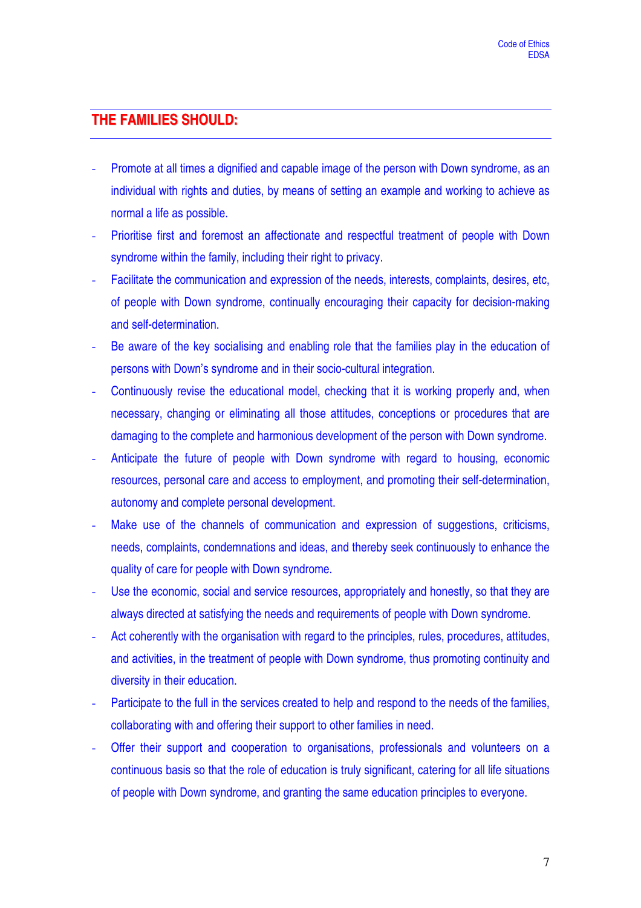## THE FAMILIES SHOULD:

- Promote at all times a dignified and capable image of the person with Down syndrome, as an individual with rights and duties, by means of setting an example and working to achieve as normal a life as possible.
- Prioritise first and foremost an affectionate and respectful treatment of people with Down syndrome within the family, including their right to privacy.
- Facilitate the communication and expression of the needs, interests, complaints, desires, etc, of people with Down syndrome, continually encouraging their capacity for decision-making and self-determination.
- Be aware of the key socialising and enabling role that the families play in the education of persons with Down's syndrome and in their socio-cultural integration.
- Continuously revise the educational model, checking that it is working properly and, when necessary, changing or eliminating all those attitudes, conceptions or procedures that are damaging to the complete and harmonious development of the person with Down syndrome.
- Anticipate the future of people with Down syndrome with regard to housing, economic resources, personal care and access to employment, and promoting their self-determination, autonomy and complete personal development.
- Make use of the channels of communication and expression of suggestions, criticisms, needs, complaints, condemnations and ideas, and thereby seek continuously to enhance the quality of care for people with Down syndrome.
- Use the economic, social and service resources, appropriately and honestly, so that they are always directed at satisfying the needs and requirements of people with Down syndrome.
- Act coherently with the organisation with regard to the principles, rules, procedures, attitudes, and activities, in the treatment of people with Down syndrome, thus promoting continuity and diversity in their education.
- Participate to the full in the services created to help and respond to the needs of the families, collaborating with and offering their support to other families in need.
- Offer their support and cooperation to organisations, professionals and volunteers on a continuous basis so that the role of education is truly significant, catering for all life situations of people with Down syndrome, and granting the same education principles to everyone.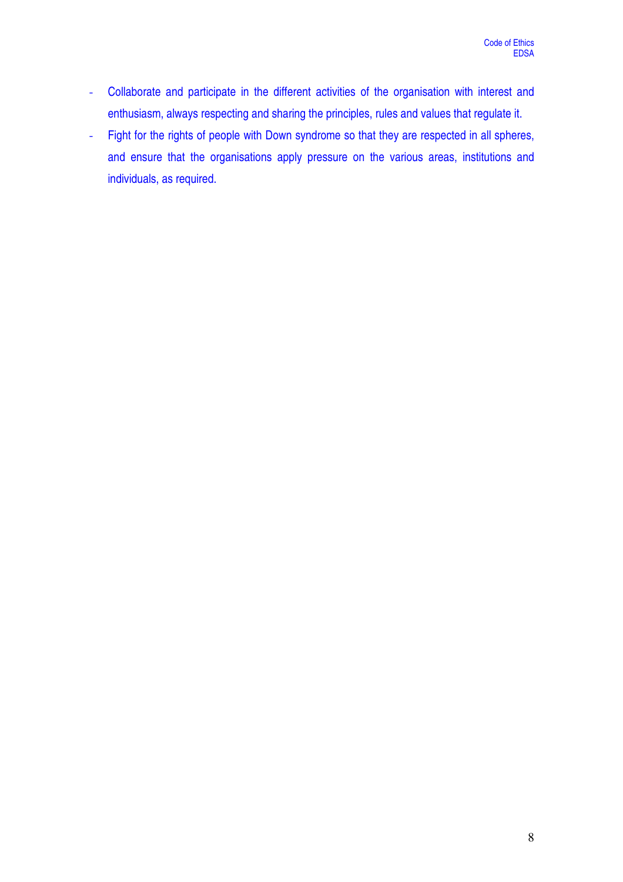- Collaborate and participate in the different activities of the organisation with interest and enthusiasm, always respecting and sharing the principles, rules and values that regulate it.
- Fight for the rights of people with Down syndrome so that they are respected in all spheres, and ensure that the organisations apply pressure on the various areas, institutions and individuals, as required.